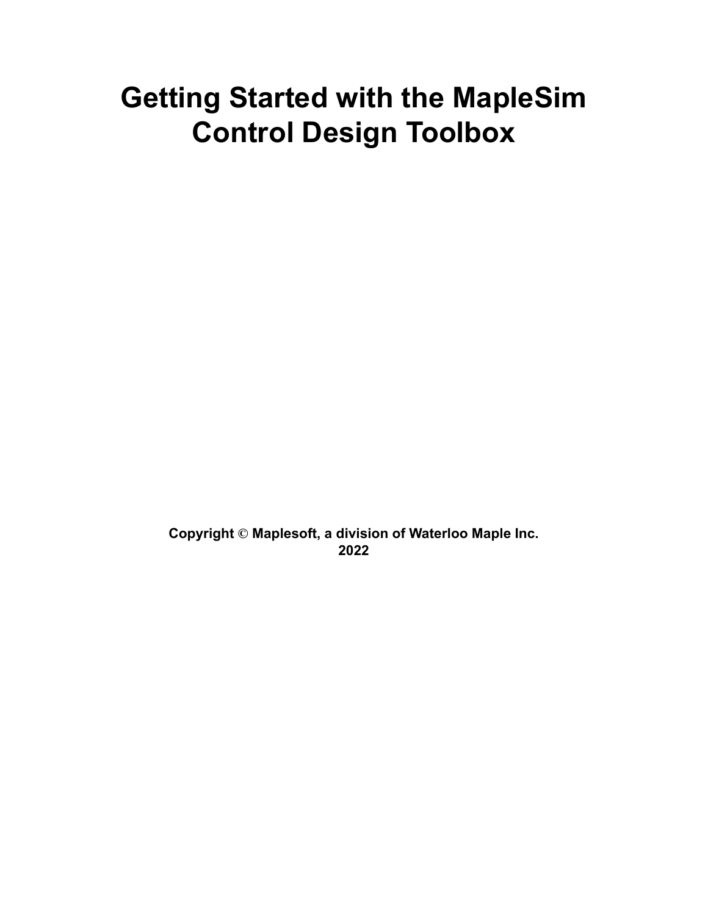# Getting Started with the MapleSim Control Design Toolbox

**Copyright © Maplesoft, a division of Waterloo Maple Inc. 2022**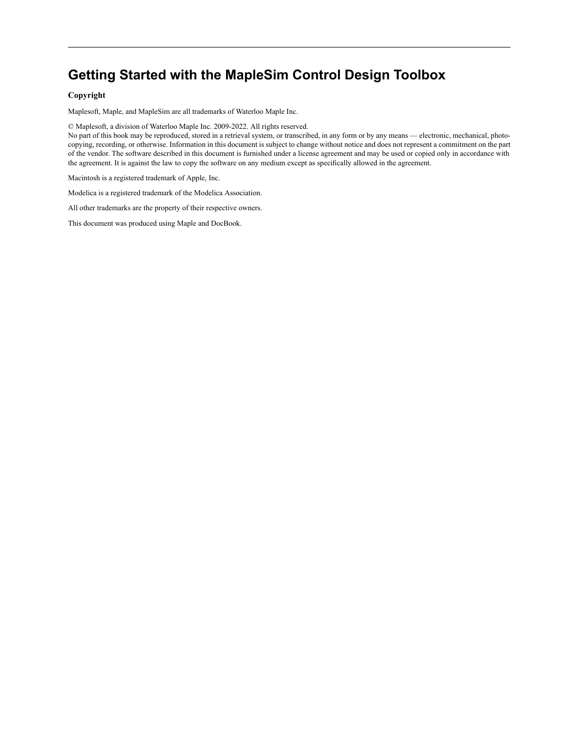# Getting Started with the MapleSim Control Design Toolbox

**Copyright**

Maplesoft, Maple, and MapleSim are all trademarks of Waterloo Maple Inc.

© Maplesoft, a division of Waterloo Maple Inc. 2009-2022. All rights reserved.
No part of this book may be reproduced, stored in a retrieval system, or transcribed, in any form or by any means — electronic, mechanical, photocopying, recording, or otherwise. Information in this document is subject to change without notice and does not represent a commitment on the part of the vendor. The software described in this document is furnished under a license agreement and may be used or copied only in accordance with the agreement. It is against the law to copy the software on any medium except as specifically allowed in the agreement.

Macintosh is a registered trademark of Apple, Inc.

Modelica is a registered trademark of the Modelica Association.

All other trademarks are the property of their respective owners.

This document was produced using Maple and DocBook.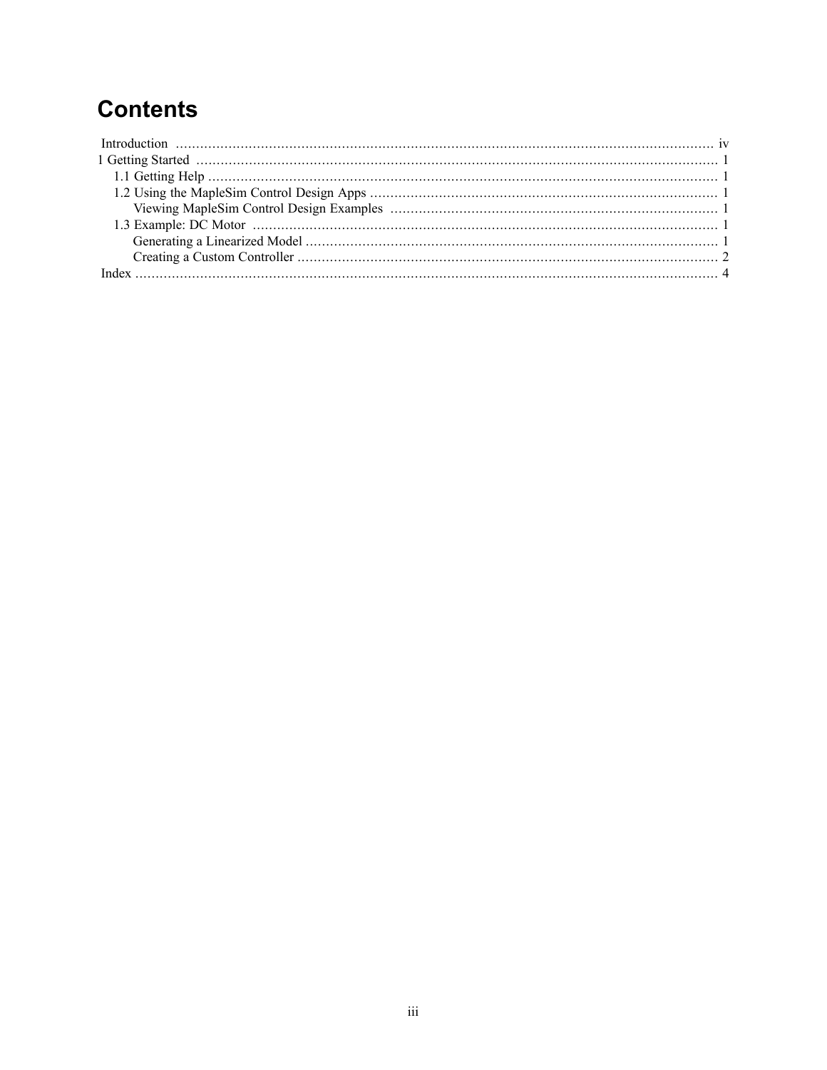# Contents

Introduction .................................................................................................................................. iv

1 Getting Started ............................................................................................................................. 1

- 1.1 Getting Help ........................................................................................................................... 1
- 1.2 Using the MapleSim Control Design Apps .................................................................................. 1
  - Viewing MapleSim Control Design Examples ............................................................................. 1
- 1.3 Example: DC Motor ................................................................................................................ 1
  - Generating a Linearized Model ................................................................................................. 1
  - Creating a Custom Controller .................................................................................................... 2

Index ............................................................................................................................................ 4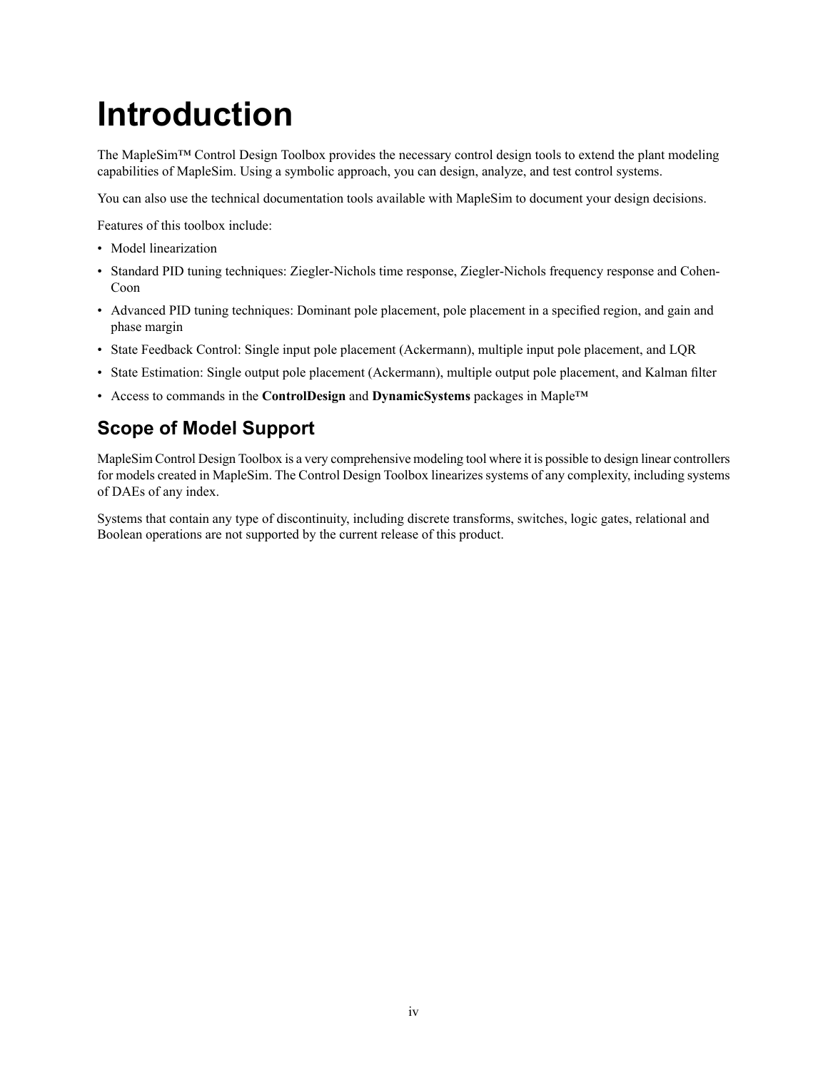# Introduction

The MapleSim™ Control Design Toolbox provides the necessary control design tools to extend the plant modeling capabilities of MapleSim. Using a symbolic approach, you can design, analyze, and test control systems.

You can also use the technical documentation tools available with MapleSim to document your design decisions.

Features of this toolbox include:

- Model linearization
- Standard PID tuning techniques: Ziegler-Nichols time response, Ziegler-Nichols frequency response and Cohen-Coon
- Advanced PID tuning techniques: Dominant pole placement, pole placement in a specified region, and gain and phase margin
- State Feedback Control: Single input pole placement (Ackermann), multiple input pole placement, and LQR
- State Estimation: Single output pole placement (Ackermann), multiple output pole placement, and Kalman filter
- Access to commands in the **ControlDesign** and **DynamicSystems** packages in Maple™

## Scope of Model Support

MapleSim Control Design Toolbox is a very comprehensive modeling tool where it is possible to design linear controllers for models created in MapleSim. The Control Design Toolbox linearizes systems of any complexity, including systems of DAEs of any index.

Systems that contain any type of discontinuity, including discrete transforms, switches, logic gates, relational and Boolean operations are not supported by the current release of this product.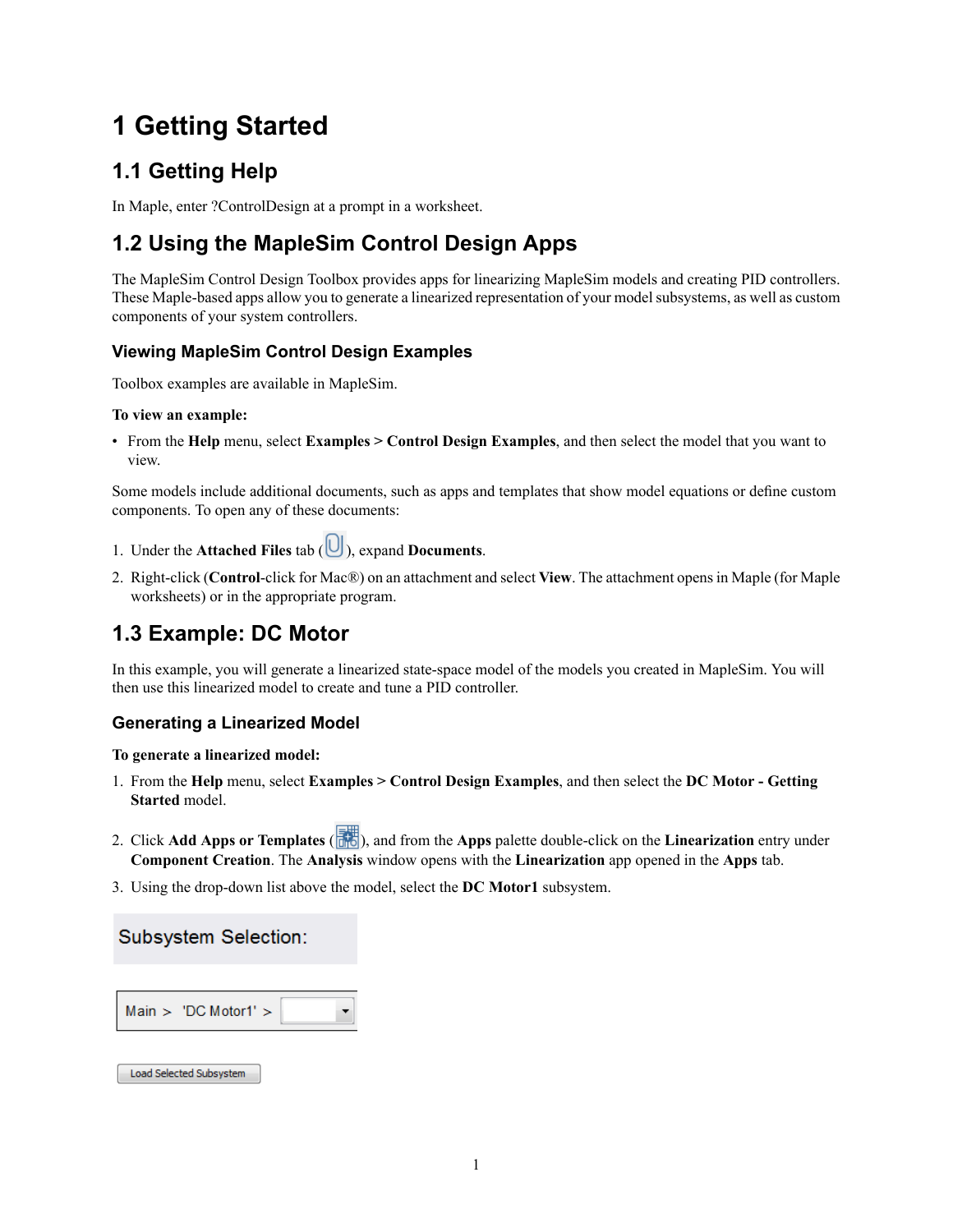# 1 Getting Started

## 1.1 Getting Help

In Maple, enter ?ControlDesign at a prompt in a worksheet.

## 1.2 Using the MapleSim Control Design Apps

The MapleSim Control Design Toolbox provides apps for linearizing MapleSim models and creating PID controllers. These Maple-based apps allow you to generate a linearized representation of your model subsystems, as well as custom components of your system controllers.

### Viewing MapleSim Control Design Examples

Toolbox examples are available in MapleSim.

**To view an example:**

- From the **Help** menu, select **Examples > Control Design Examples**, and then select the model that you want to view.

Some models include additional documents, such as apps and templates that show model equations or define custom components. To open any of these documents:

1. Under the **Attached Files** tab ( ), expand **Documents**.
2. Right-click (**Control**-click for Mac®) on an attachment and select **View**. The attachment opens in Maple (for Maple worksheets) or in the appropriate program.

## 1.3 Example: DC Motor

In this example, you will generate a linearized state-space model of the models you created in MapleSim. You will then use this linearized model to create and tune a PID controller.

### Generating a Linearized Model

**To generate a linearized model:**

1. From the **Help** menu, select **Examples > Control Design Examples**, and then select the **DC Motor - Getting Started** model.
2. Click **Add Apps or Templates** ( ), and from the **Apps** palette double-click on the **Linearization** entry under **Component Creation**. The **Analysis** window opens with the **Linearization** app opened in the **Apps** tab.
3. Using the drop-down list above the model, select the **DC Motor1** subsystem.

Subsystem Selection:

Main > 'DC Motor1' >

Load Selected Subsystem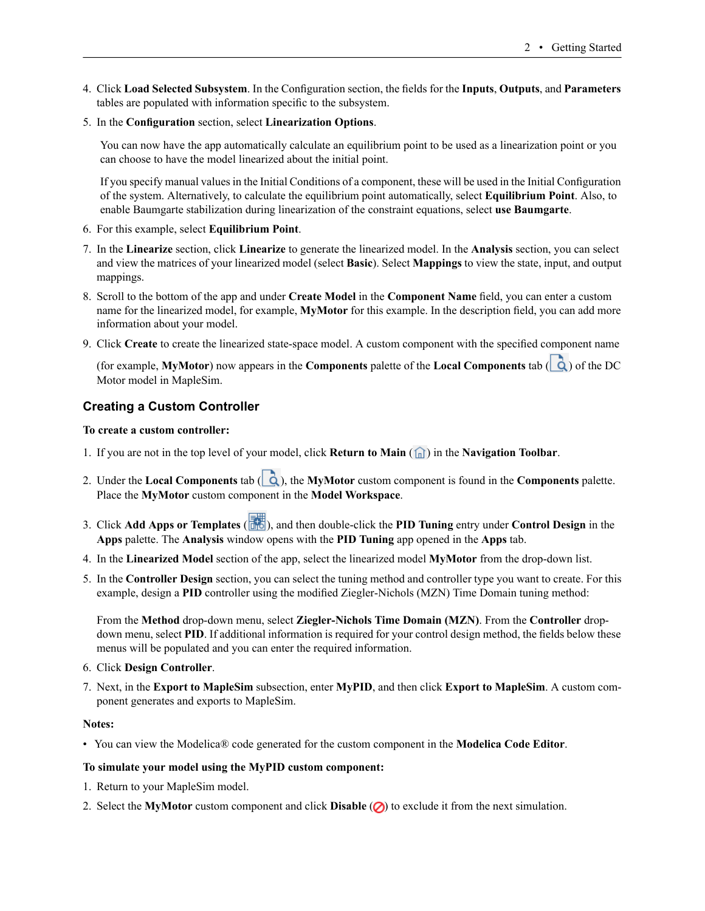4. Click **Load Selected Subsystem**. In the Configuration section, the fields for the **Inputs**, **Outputs**, and **Parameters** tables are populated with information specific to the subsystem.
5. In the **Configuration** section, select **Linearization Options**.

   You can now have the app automatically calculate an equilibrium point to be used as a linearization point or you can choose to have the model linearized about the initial point.

   If you specify manual values in the Initial Conditions of a component, these will be used in the Initial Configuration of the system. Alternatively, to calculate the equilibrium point automatically, select **Equilibrium Point**. Also, to enable Baumgarte stabilization during linearization of the constraint equations, select **use Baumgarte**.
6. For this example, select **Equilibrium Point**.
7. In the **Linearize** section, click **Linearize** to generate the linearized model. In the **Analysis** section, you can select and view the matrices of your linearized model (select **Basic**). Select **Mappings** to view the state, input, and output mappings.
8. Scroll to the bottom of the app and under **Create Model** in the **Component Name** field, you can enter a custom name for the linearized model, for example, **MyMotor** for this example. In the description field, you can add more information about your model.
9. Click **Create** to create the linearized state-space model. A custom component with the specified component name (for example, **MyMotor**) now appears in the **Components** palette of the **Local Components** tab ( ) of the DC Motor model in MapleSim.

### Creating a Custom Controller

**To create a custom controller:**

1. If you are not in the top level of your model, click **Return to Main** ( ) in the **Navigation Toolbar**.
2. Under the **Local Components** tab ( ), the **MyMotor** custom component is found in the **Components** palette. Place the **MyMotor** custom component in the **Model Workspace**.
3. Click **Add Apps or Templates** ( ), and then double-click the **PID Tuning** entry under **Control Design** in the **Apps** palette. The **Analysis** window opens with the **PID Tuning** app opened in the **Apps** tab.
4. In the **Linearized Model** section of the app, select the linearized model **MyMotor** from the drop-down list.
5. In the **Controller Design** section, you can select the tuning method and controller type you want to create. For this example, design a **PID** controller using the modified Ziegler-Nichols (MZN) Time Domain tuning method:

   From the **Method** drop-down menu, select **Ziegler-Nichols Time Domain (MZN)**. From the **Controller** drop-down menu, select **PID**. If additional information is required for your control design method, the fields below these menus will be populated and you can enter the required information.
6. Click **Design Controller**.
7. Next, in the **Export to MapleSim** subsection, enter **MyPID**, and then click **Export to MapleSim**. A custom component generates and exports to MapleSim.

**Notes:**

- You can view the Modelica® code generated for the custom component in the **Modelica Code Editor**.

**To simulate your model using the MyPID custom component:**

1. Return to your MapleSim model.
2. Select the **MyMotor** custom component and click **Disable** ( ) to exclude it from the next simulation.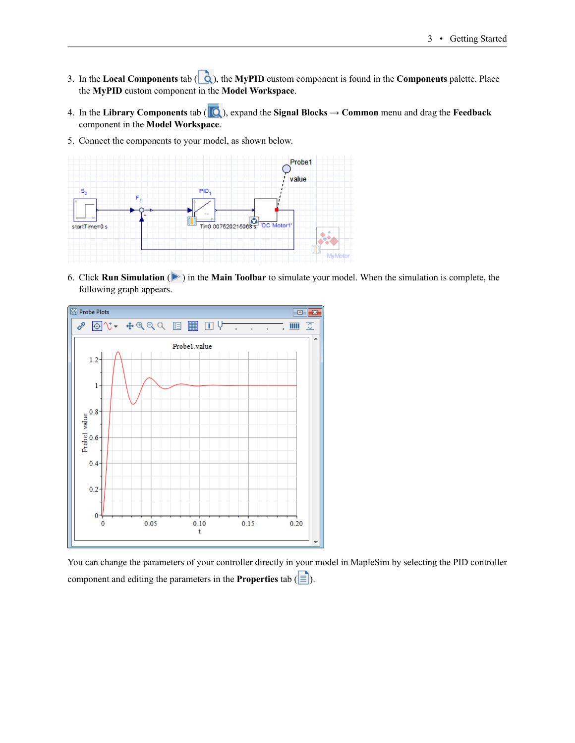3. In the **Local Components** tab ( ), the **MyPID** custom component is found in the **Components** palette. Place the **MyPID** custom component in the **Model Workspace**.

4. In the **Library Components** tab ( ), expand the **Signal Blocks** → **Common** menu and drag the **Feedback** component in the **Model Workspace**.

5. Connect the components to your model, as shown below.

6. Click **Run Simulation** ( ) in the **Main Toolbar** to simulate your model. When the simulation is complete, the following graph appears.

You can change the parameters of your controller directly in your model in MapleSim by selecting the PID controller component and editing the parameters in the **Properties** tab ( ).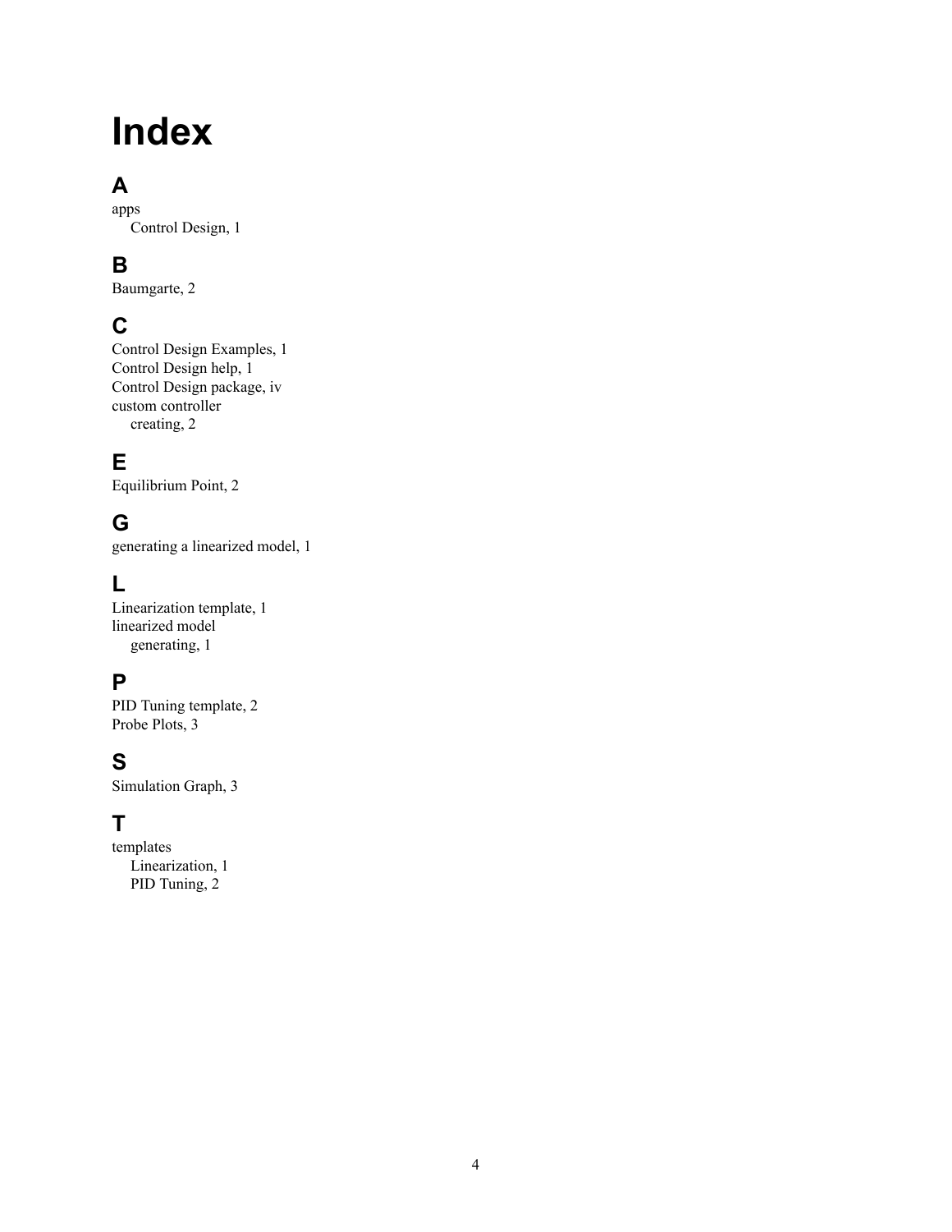# Index

## A

apps
- Control Design, 1

## B

Baumgarte, 2

## C

Control Design Examples, 1
Control Design help, 1
Control Design package, iv
custom controller
- creating, 2

## E

Equilibrium Point, 2

## G

generating a linearized model, 1

## L

Linearization template, 1
linearized model
- generating, 1

## P

PID Tuning template, 2
Probe Plots, 3

## S

Simulation Graph, 3

## T

templates
- Linearization, 1
- PID Tuning, 2